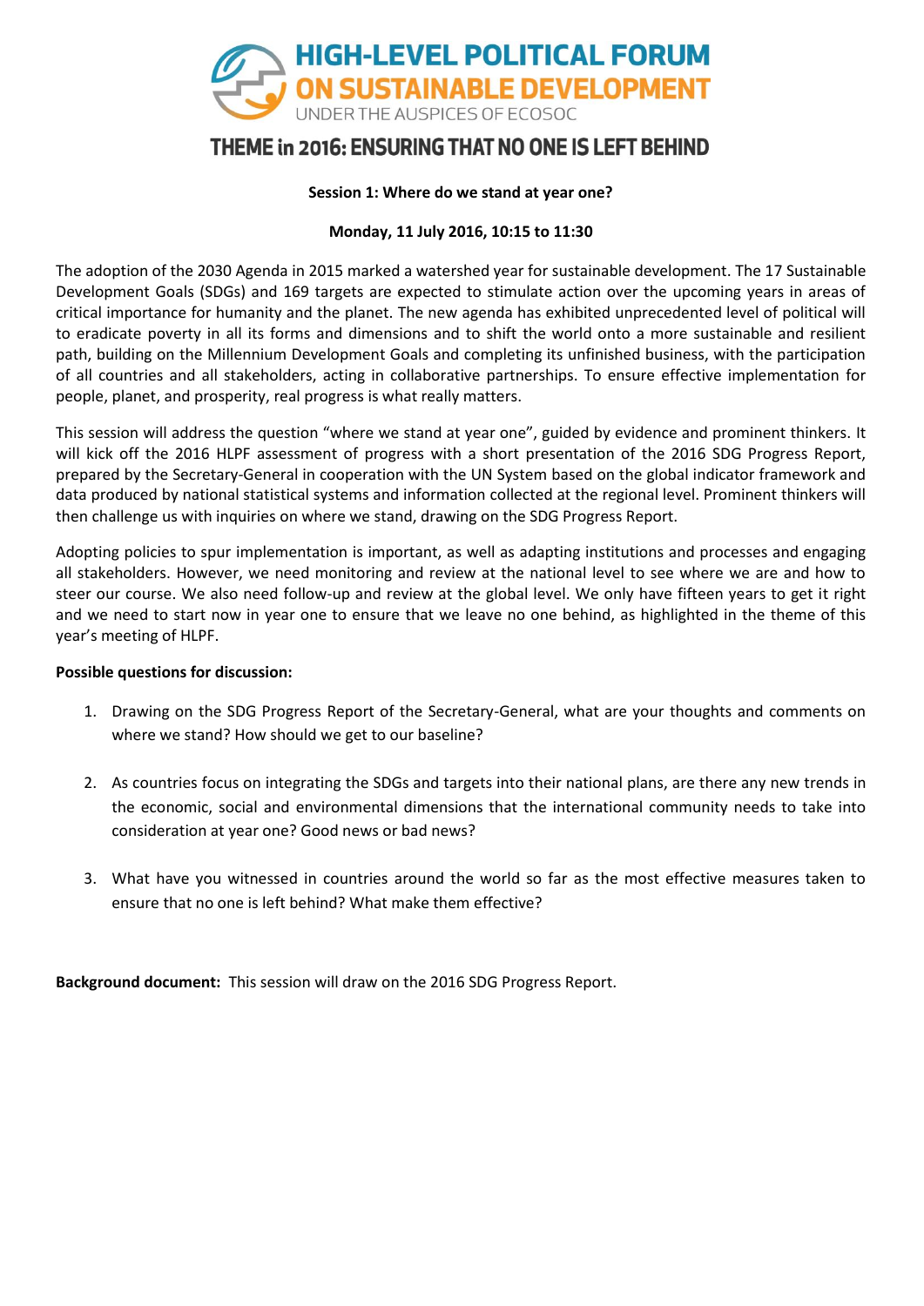# HIGH-LEVEL POLITICAL FORUM ON SUSTAINABLE DEVELOPMENT

UNDER THE AUSPICES OF ECOSOC

## THEME in 2016: ENSURING THAT NO ONE IS LEFT BEHIND

**Session 1: Where do we stand at year one?**

**Monday, 11 July 2016, 10:15 to 11:30**

The adoption of the 2030 Agenda in 2015 marked a watershed year for sustainable development. The 17 Sustainable Development Goals (SDGs) and 169 targets are expected to stimulate action over the upcoming years in areas of critical importance for humanity and the planet. The new agenda has exhibited unprecedented level of political will to eradicate poverty in all its forms and dimensions and to shift the world onto a more sustainable and resilient path, building on the Millennium Development Goals and completing its unfinished business, with the participation of all countries and all stakeholders, acting in collaborative partnerships. To ensure effective implementation for people, planet, and prosperity, real progress is what really matters.

This session will address the question "where we stand at year one", guided by evidence and prominent thinkers. It will kick off the 2016 HLPF assessment of progress with a short presentation of the 2016 SDG Progress Report, prepared by the Secretary-General in cooperation with the UN System based on the global indicator framework and data produced by national statistical systems and information collected at the regional level. Prominent thinkers will then challenge us with inquiries on where we stand, drawing on the SDG Progress Report.

Adopting policies to spur implementation is important, as well as adapting institutions and processes and engaging all stakeholders. However, we need monitoring and review at the national level to see where we are and how to steer our course. We also need follow-up and review at the global level. We only have fifteen years to get it right and we need to start now in year one to ensure that we leave no one behind, as highlighted in the theme of this year's meeting of HLPF.

**Possible questions for discussion:**

1. Drawing on the SDG Progress Report of the Secretary-General, what are your thoughts and comments on where we stand? How should we get to our baseline?

2. As countries focus on integrating the SDGs and targets into their national plans, are there any new trends in the economic, social and environmental dimensions that the international community needs to take into consideration at year one? Good news or bad news?

3. What have you witnessed in countries around the world so far as the most effective measures taken to ensure that no one is left behind? What make them effective?

**Background document:** This session will draw on the 2016 SDG Progress Report.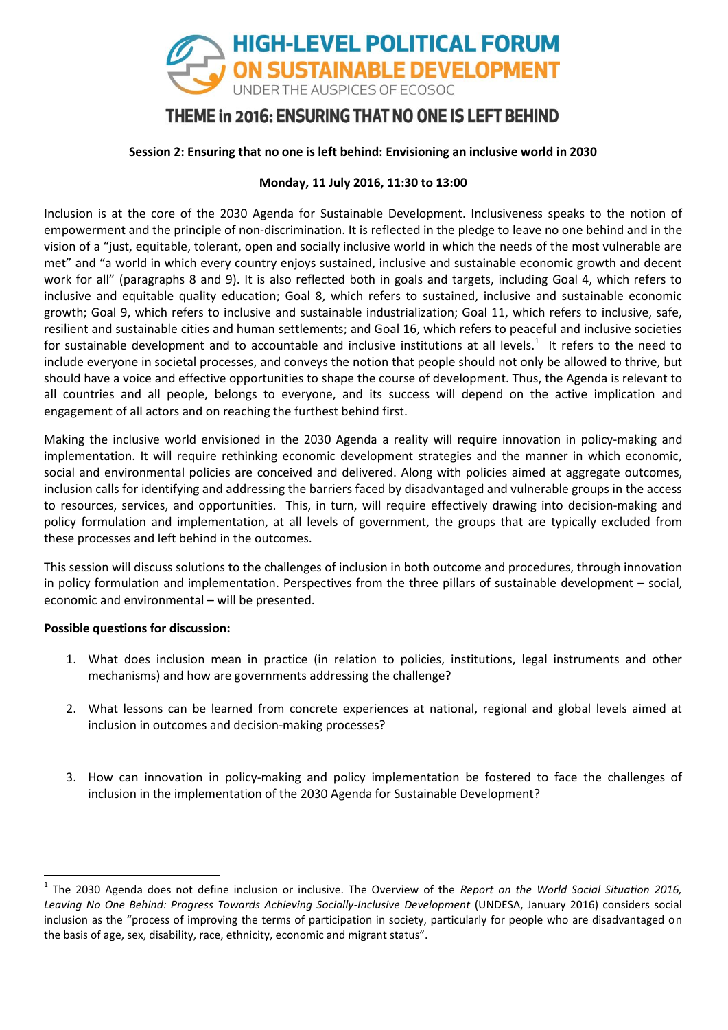# HIGH-LEVEL POLITICAL FORUM ON SUSTAINABLE DEVELOPMENT

UNDER THE AUSPICES OF ECOSOC

## THEME in 2016: ENSURING THAT NO ONE IS LEFT BEHIND

**Session 2: Ensuring that no one is left behind: Envisioning an inclusive world in 2030**

**Monday, 11 July 2016, 11:30 to 13:00**

Inclusion is at the core of the 2030 Agenda for Sustainable Development. Inclusiveness speaks to the notion of empowerment and the principle of non-discrimination. It is reflected in the pledge to leave no one behind and in the vision of a "just, equitable, tolerant, open and socially inclusive world in which the needs of the most vulnerable are met" and "a world in which every country enjoys sustained, inclusive and sustainable economic growth and decent work for all" (paragraphs 8 and 9). It is also reflected both in goals and targets, including Goal 4, which refers to inclusive and equitable quality education; Goal 8, which refers to sustained, inclusive and sustainable economic growth; Goal 9, which refers to inclusive and sustainable industrialization; Goal 11, which refers to inclusive, safe, resilient and sustainable cities and human settlements; and Goal 16, which refers to peaceful and inclusive societies for sustainable development and to accountable and inclusive institutions at all levels.[1] It refers to the need to include everyone in societal processes, and conveys the notion that people should not only be allowed to thrive, but should have a voice and effective opportunities to shape the course of development. Thus, the Agenda is relevant to all countries and all people, belongs to everyone, and its success will depend on the active implication and engagement of all actors and on reaching the furthest behind first.

Making the inclusive world envisioned in the 2030 Agenda a reality will require innovation in policy-making and implementation. It will require rethinking economic development strategies and the manner in which economic, social and environmental policies are conceived and delivered. Along with policies aimed at aggregate outcomes, inclusion calls for identifying and addressing the barriers faced by disadvantaged and vulnerable groups in the access to resources, services, and opportunities. This, in turn, will require effectively drawing into decision-making and policy formulation and implementation, at all levels of government, the groups that are typically excluded from these processes and left behind in the outcomes.

This session will discuss solutions to the challenges of inclusion in both outcome and procedures, through innovation in policy formulation and implementation. Perspectives from the three pillars of sustainable development – social, economic and environmental – will be presented.

**Possible questions for discussion:**

1. What does inclusion mean in practice (in relation to policies, institutions, legal instruments and other mechanisms) and how are governments addressing the challenge?

2. What lessons can be learned from concrete experiences at national, regional and global levels aimed at inclusion in outcomes and decision-making processes?

3. How can innovation in policy-making and policy implementation be fostered to face the challenges of inclusion in the implementation of the 2030 Agenda for Sustainable Development?

---

[1] The 2030 Agenda does not define inclusion or inclusive. The Overview of the *Report on the World Social Situation 2016, Leaving No One Behind: Progress Towards Achieving Socially-Inclusive Development* (UNDESA, January 2016) considers social inclusion as the "process of improving the terms of participation in society, particularly for people who are disadvantaged on the basis of age, sex, disability, race, ethnicity, economic and migrant status".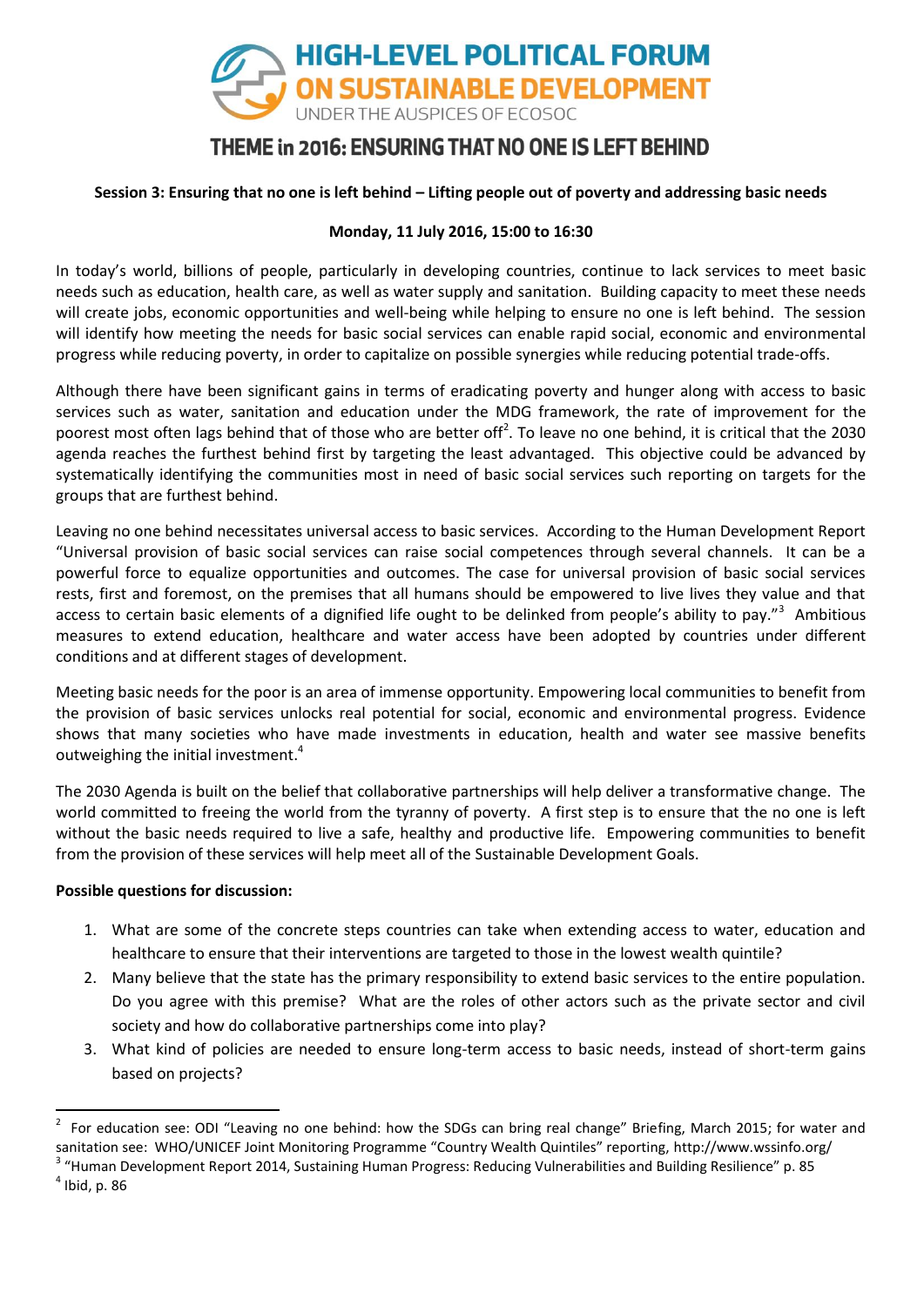# HIGH-LEVEL POLITICAL FORUM ON SUSTAINABLE DEVELOPMENT

UNDER THE AUSPICES OF ECOSOC

## THEME in 2016: ENSURING THAT NO ONE IS LEFT BEHIND

**Session 3: Ensuring that no one is left behind – Lifting people out of poverty and addressing basic needs**

**Monday, 11 July 2016, 15:00 to 16:30**

In today's world, billions of people, particularly in developing countries, continue to lack services to meet basic needs such as education, health care, as well as water supply and sanitation. Building capacity to meet these needs will create jobs, economic opportunities and well-being while helping to ensure no one is left behind. The session will identify how meeting the needs for basic social services can enable rapid social, economic and environmental progress while reducing poverty, in order to capitalize on possible synergies while reducing potential trade-offs.

Although there have been significant gains in terms of eradicating poverty and hunger along with access to basic services such as water, sanitation and education under the MDG framework, the rate of improvement for the poorest most often lags behind that of those who are better off[2]. To leave no one behind, it is critical that the 2030 agenda reaches the furthest behind first by targeting the least advantaged. This objective could be advanced by systematically identifying the communities most in need of basic social services such reporting on targets for the groups that are furthest behind.

Leaving no one behind necessitates universal access to basic services. According to the Human Development Report "Universal provision of basic social services can raise social competences through several channels. It can be a powerful force to equalize opportunities and outcomes. The case for universal provision of basic social services rests, first and foremost, on the premises that all humans should be empowered to live lives they value and that access to certain basic elements of a dignified life ought to be delinked from people's ability to pay."[3] Ambitious measures to extend education, healthcare and water access have been adopted by countries under different conditions and at different stages of development.

Meeting basic needs for the poor is an area of immense opportunity. Empowering local communities to benefit from the provision of basic services unlocks real potential for social, economic and environmental progress. Evidence shows that many societies who have made investments in education, health and water see massive benefits outweighing the initial investment.[4]

The 2030 Agenda is built on the belief that collaborative partnerships will help deliver a transformative change. The world committed to freeing the world from the tyranny of poverty. A first step is to ensure that the no one is left without the basic needs required to live a safe, healthy and productive life. Empowering communities to benefit from the provision of these services will help meet all of the Sustainable Development Goals.

**Possible questions for discussion:**

1. What are some of the concrete steps countries can take when extending access to water, education and healthcare to ensure that their interventions are targeted to those in the lowest wealth quintile?
2. Many believe that the state has the primary responsibility to extend basic services to the entire population. Do you agree with this premise? What are the roles of other actors such as the private sector and civil society and how do collaborative partnerships come into play?
3. What kind of policies are needed to ensure long-term access to basic needs, instead of short-term gains based on projects?

---

[2] For education see: ODI "Leaving no one behind: how the SDGs can bring real change" Briefing, March 2015; for water and sanitation see: WHO/UNICEF Joint Monitoring Programme "Country Wealth Quintiles" reporting, http://www.wssinfo.org/

[3] "Human Development Report 2014, Sustaining Human Progress: Reducing Vulnerabilities and Building Resilience" p. 85

[4] Ibid, p. 86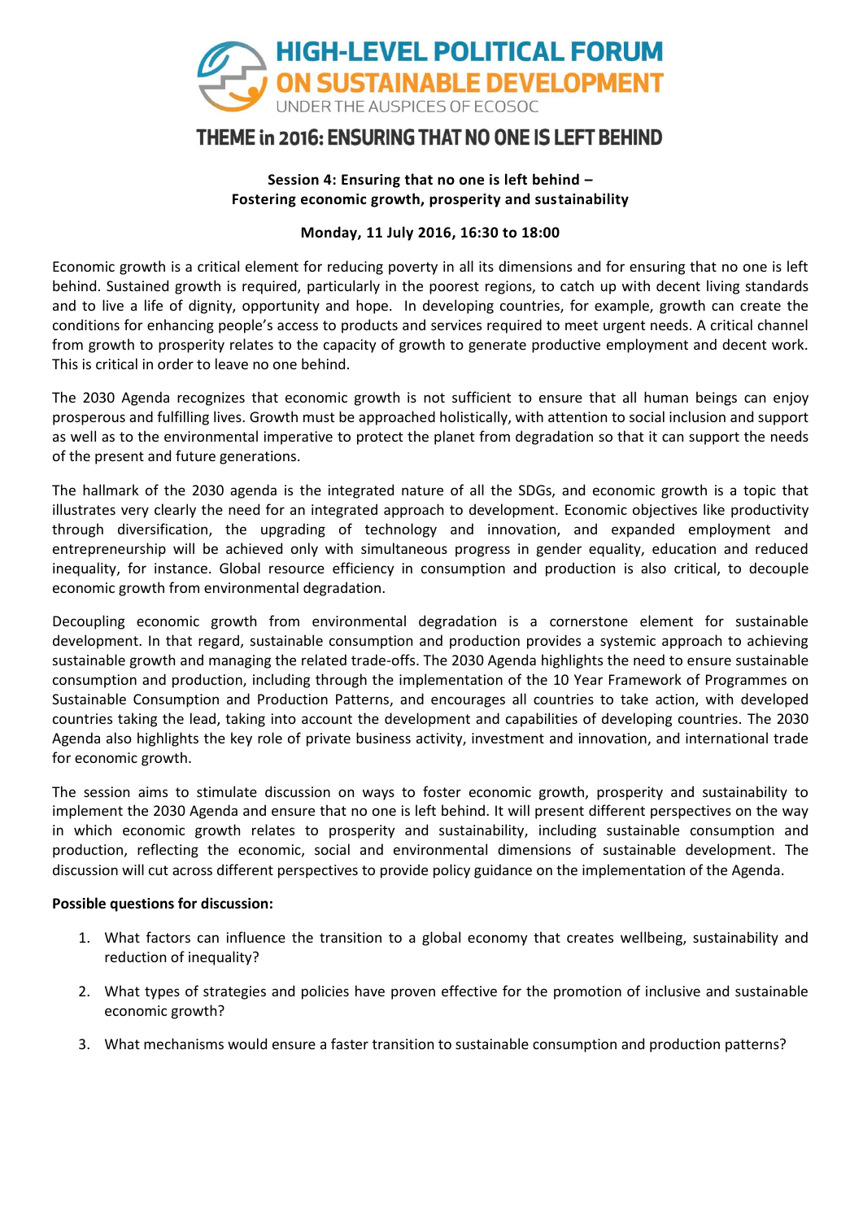# HIGH-LEVEL POLITICAL FORUM ON SUSTAINABLE DEVELOPMENT

UNDER THE AUSPICES OF ECOSOC

## THEME in 2016: ENSURING THAT NO ONE IS LEFT BEHIND

**Session 4: Ensuring that no one is left behind – Fostering economic growth, prosperity and sustainability**

**Monday, 11 July 2016, 16:30 to 18:00**

Economic growth is a critical element for reducing poverty in all its dimensions and for ensuring that no one is left behind. Sustained growth is required, particularly in the poorest regions, to catch up with decent living standards and to live a life of dignity, opportunity and hope. In developing countries, for example, growth can create the conditions for enhancing people's access to products and services required to meet urgent needs. A critical channel from growth to prosperity relates to the capacity of growth to generate productive employment and decent work. This is critical in order to leave no one behind.

The 2030 Agenda recognizes that economic growth is not sufficient to ensure that all human beings can enjoy prosperous and fulfilling lives. Growth must be approached holistically, with attention to social inclusion and support as well as to the environmental imperative to protect the planet from degradation so that it can support the needs of the present and future generations.

The hallmark of the 2030 agenda is the integrated nature of all the SDGs, and economic growth is a topic that illustrates very clearly the need for an integrated approach to development. Economic objectives like productivity through diversification, the upgrading of technology and innovation, and expanded employment and entrepreneurship will be achieved only with simultaneous progress in gender equality, education and reduced inequality, for instance. Global resource efficiency in consumption and production is also critical, to decouple economic growth from environmental degradation.

Decoupling economic growth from environmental degradation is a cornerstone element for sustainable development. In that regard, sustainable consumption and production provides a systemic approach to achieving sustainable growth and managing the related trade-offs. The 2030 Agenda highlights the need to ensure sustainable consumption and production, including through the implementation of the 10 Year Framework of Programmes on Sustainable Consumption and Production Patterns, and encourages all countries to take action, with developed countries taking the lead, taking into account the development and capabilities of developing countries. The 2030 Agenda also highlights the key role of private business activity, investment and innovation, and international trade for economic growth.

The session aims to stimulate discussion on ways to foster economic growth, prosperity and sustainability to implement the 2030 Agenda and ensure that no one is left behind. It will present different perspectives on the way in which economic growth relates to prosperity and sustainability, including sustainable consumption and production, reflecting the economic, social and environmental dimensions of sustainable development. The discussion will cut across different perspectives to provide policy guidance on the implementation of the Agenda.

**Possible questions for discussion:**

1. What factors can influence the transition to a global economy that creates wellbeing, sustainability and reduction of inequality?
2. What types of strategies and policies have proven effective for the promotion of inclusive and sustainable economic growth?
3. What mechanisms would ensure a faster transition to sustainable consumption and production patterns?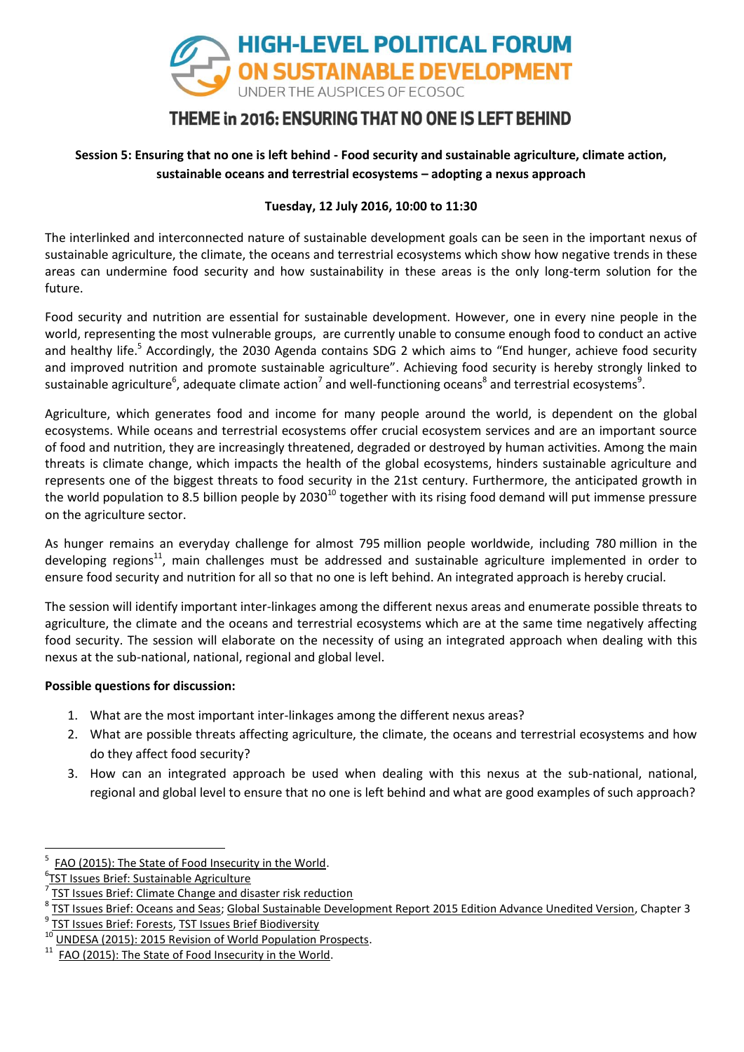# HIGH-LEVEL POLITICAL FORUM ON SUSTAINABLE DEVELOPMENT

UNDER THE AUSPICES OF ECOSOC

## THEME in 2016: ENSURING THAT NO ONE IS LEFT BEHIND

**Session 5: Ensuring that no one is left behind - Food security and sustainable agriculture, climate action, sustainable oceans and terrestrial ecosystems – adopting a nexus approach**

**Tuesday, 12 July 2016, 10:00 to 11:30**

The interlinked and interconnected nature of sustainable development goals can be seen in the important nexus of sustainable agriculture, the climate, the oceans and terrestrial ecosystems which show how negative trends in these areas can undermine food security and how sustainability in these areas is the only long-term solution for the future.

Food security and nutrition are essential for sustainable development. However, one in every nine people in the world, representing the most vulnerable groups, are currently unable to consume enough food to conduct an active and healthy life.[5] Accordingly, the 2030 Agenda contains SDG 2 which aims to "End hunger, achieve food security and improved nutrition and promote sustainable agriculture". Achieving food security is hereby strongly linked to sustainable agriculture[6], adequate climate action[7] and well-functioning oceans[8] and terrestrial ecosystems[9].

Agriculture, which generates food and income for many people around the world, is dependent on the global ecosystems. While oceans and terrestrial ecosystems offer crucial ecosystem services and are an important source of food and nutrition, they are increasingly threatened, degraded or destroyed by human activities. Among the main threats is climate change, which impacts the health of the global ecosystems, hinders sustainable agriculture and represents one of the biggest threats to food security in the 21st century. Furthermore, the anticipated growth in the world population to 8.5 billion people by 2030[10] together with its rising food demand will put immense pressure on the agriculture sector.

As hunger remains an everyday challenge for almost 795 million people worldwide, including 780 million in the developing regions[11], main challenges must be addressed and sustainable agriculture implemented in order to ensure food security and nutrition for all so that no one is left behind. An integrated approach is hereby crucial.

The session will identify important inter-linkages among the different nexus areas and enumerate possible threats to agriculture, the climate and the oceans and terrestrial ecosystems which are at the same time negatively affecting food security. The session will elaborate on the necessity of using an integrated approach when dealing with this nexus at the sub-national, national, regional and global level.

**Possible questions for discussion:**

1. What are the most important inter-linkages among the different nexus areas?
2. What are possible threats affecting agriculture, the climate, the oceans and terrestrial ecosystems and how do they affect food security?
3. How can an integrated approach be used when dealing with this nexus at the sub-national, national, regional and global level to ensure that no one is left behind and what are good examples of such approach?

---

[5] FAO (2015): The State of Food Insecurity in the World.

[6] TST Issues Brief: Sustainable Agriculture

[7] TST Issues Brief: Climate Change and disaster risk reduction

[8] TST Issues Brief: Oceans and Seas; Global Sustainable Development Report 2015 Edition Advance Unedited Version, Chapter 3

[9] TST Issues Brief: Forests, TST Issues Brief Biodiversity

[10] UNDESA (2015): 2015 Revision of World Population Prospects.

[11] FAO (2015): The State of Food Insecurity in the World.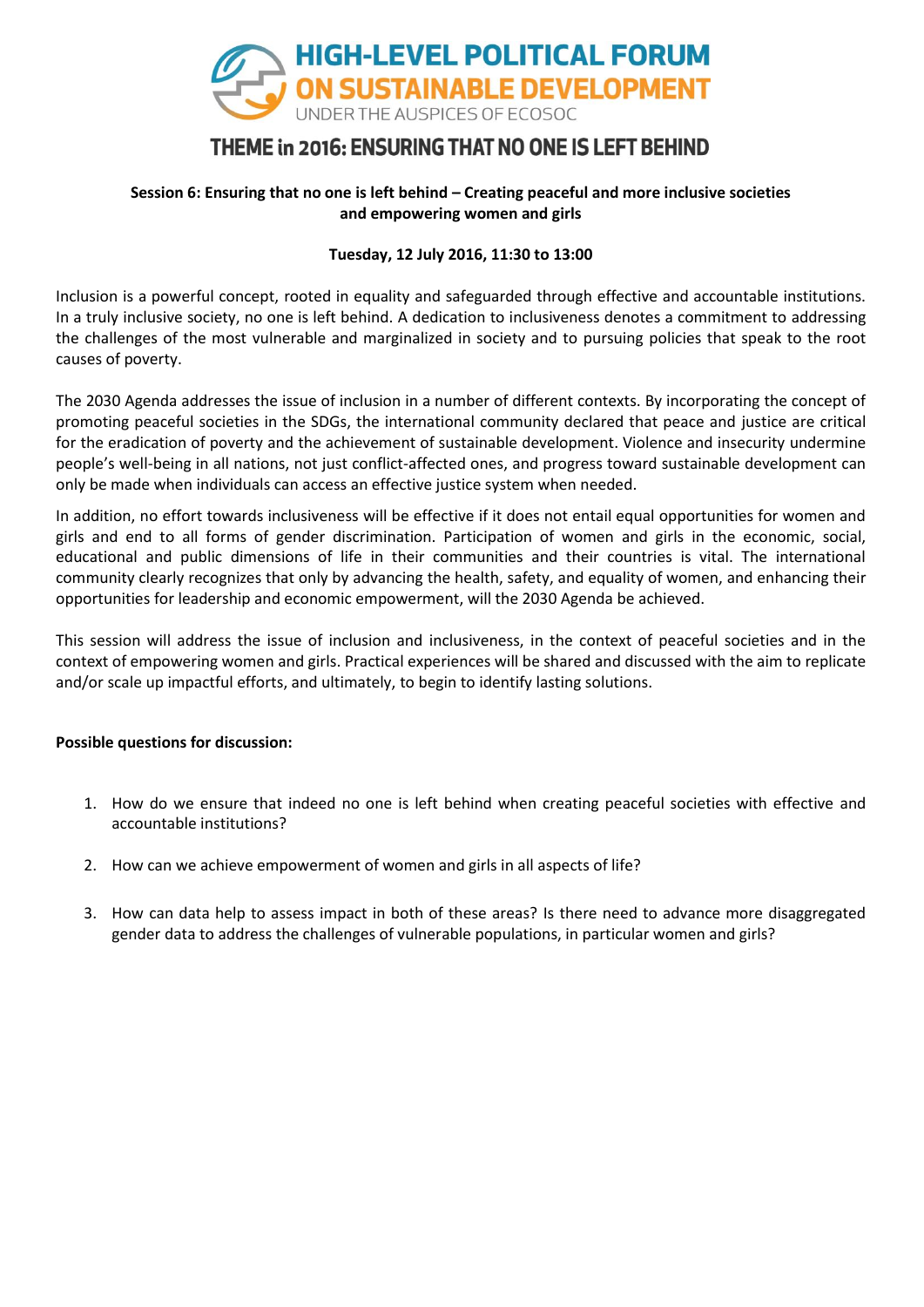# HIGH-LEVEL POLITICAL FORUM ON SUSTAINABLE DEVELOPMENT

UNDER THE AUSPICES OF ECOSOC

## THEME in 2016: ENSURING THAT NO ONE IS LEFT BEHIND

**Session 6: Ensuring that no one is left behind – Creating peaceful and more inclusive societies and empowering women and girls**

**Tuesday, 12 July 2016, 11:30 to 13:00**

Inclusion is a powerful concept, rooted in equality and safeguarded through effective and accountable institutions. In a truly inclusive society, no one is left behind. A dedication to inclusiveness denotes a commitment to addressing the challenges of the most vulnerable and marginalized in society and to pursuing policies that speak to the root causes of poverty.

The 2030 Agenda addresses the issue of inclusion in a number of different contexts. By incorporating the concept of promoting peaceful societies in the SDGs, the international community declared that peace and justice are critical for the eradication of poverty and the achievement of sustainable development. Violence and insecurity undermine people's well-being in all nations, not just conflict-affected ones, and progress toward sustainable development can only be made when individuals can access an effective justice system when needed.

In addition, no effort towards inclusiveness will be effective if it does not entail equal opportunities for women and girls and end to all forms of gender discrimination. Participation of women and girls in the economic, social, educational and public dimensions of life in their communities and their countries is vital. The international community clearly recognizes that only by advancing the health, safety, and equality of women, and enhancing their opportunities for leadership and economic empowerment, will the 2030 Agenda be achieved.

This session will address the issue of inclusion and inclusiveness, in the context of peaceful societies and in the context of empowering women and girls. Practical experiences will be shared and discussed with the aim to replicate and/or scale up impactful efforts, and ultimately, to begin to identify lasting solutions.

**Possible questions for discussion:**

1. How do we ensure that indeed no one is left behind when creating peaceful societies with effective and accountable institutions?
2. How can we achieve empowerment of women and girls in all aspects of life?
3. How can data help to assess impact in both of these areas? Is there need to advance more disaggregated gender data to address the challenges of vulnerable populations, in particular women and girls?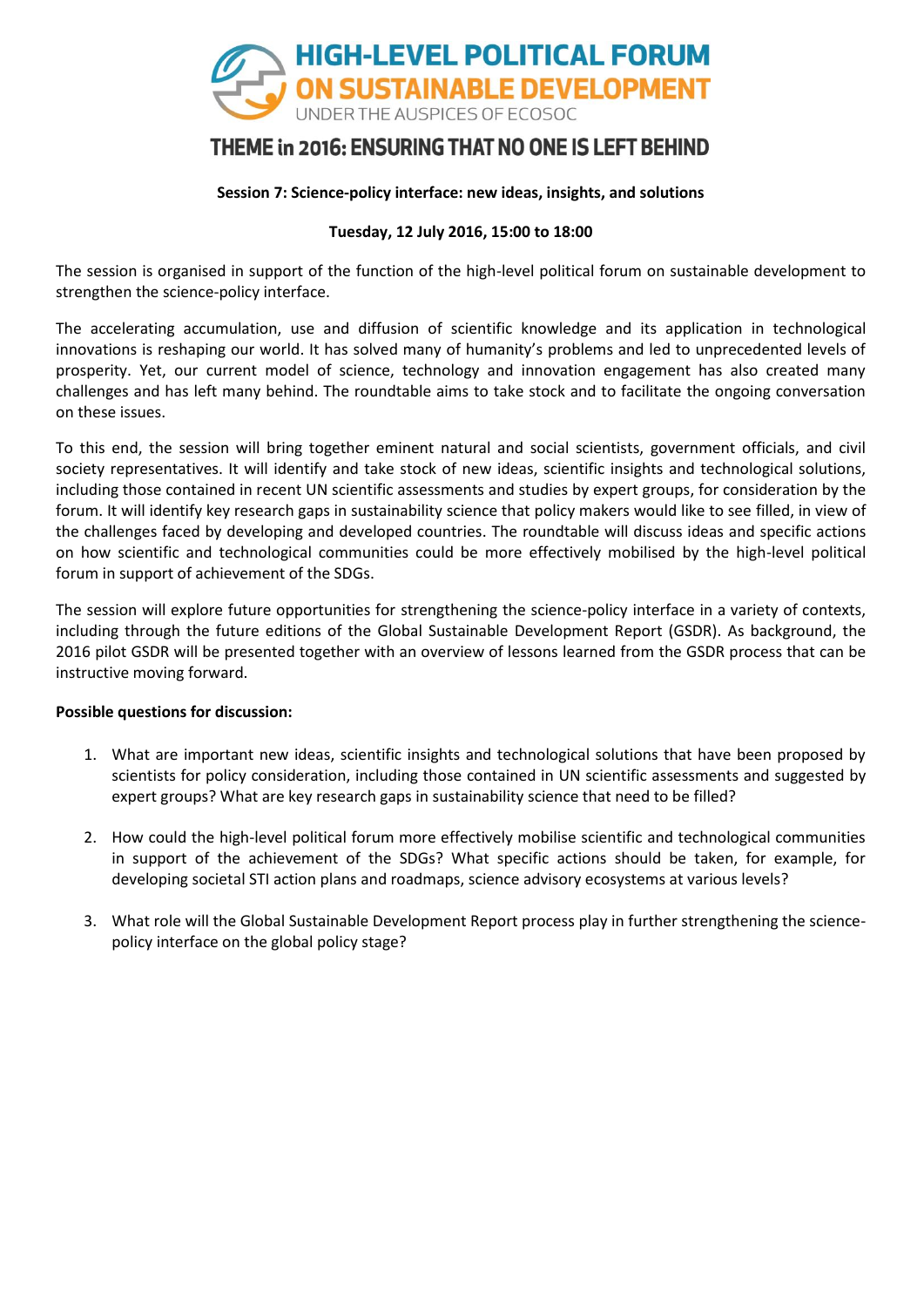# HIGH-LEVEL POLITICAL FORUM ON SUSTAINABLE DEVELOPMENT

UNDER THE AUSPICES OF ECOSOC

## THEME in 2016: ENSURING THAT NO ONE IS LEFT BEHIND

**Session 7: Science-policy interface: new ideas, insights, and solutions**

**Tuesday, 12 July 2016, 15:00 to 18:00**

The session is organised in support of the function of the high-level political forum on sustainable development to strengthen the science-policy interface.

The accelerating accumulation, use and diffusion of scientific knowledge and its application in technological innovations is reshaping our world. It has solved many of humanity's problems and led to unprecedented levels of prosperity. Yet, our current model of science, technology and innovation engagement has also created many challenges and has left many behind. The roundtable aims to take stock and to facilitate the ongoing conversation on these issues.

To this end, the session will bring together eminent natural and social scientists, government officials, and civil society representatives. It will identify and take stock of new ideas, scientific insights and technological solutions, including those contained in recent UN scientific assessments and studies by expert groups, for consideration by the forum. It will identify key research gaps in sustainability science that policy makers would like to see filled, in view of the challenges faced by developing and developed countries. The roundtable will discuss ideas and specific actions on how scientific and technological communities could be more effectively mobilised by the high-level political forum in support of achievement of the SDGs.

The session will explore future opportunities for strengthening the science-policy interface in a variety of contexts, including through the future editions of the Global Sustainable Development Report (GSDR). As background, the 2016 pilot GSDR will be presented together with an overview of lessons learned from the GSDR process that can be instructive moving forward.

**Possible questions for discussion:**

1. What are important new ideas, scientific insights and technological solutions that have been proposed by scientists for policy consideration, including those contained in UN scientific assessments and suggested by expert groups? What are key research gaps in sustainability science that need to be filled?

2. How could the high-level political forum more effectively mobilise scientific and technological communities in support of the achievement of the SDGs? What specific actions should be taken, for example, for developing societal STI action plans and roadmaps, science advisory ecosystems at various levels?

3. What role will the Global Sustainable Development Report process play in further strengthening the science-policy interface on the global policy stage?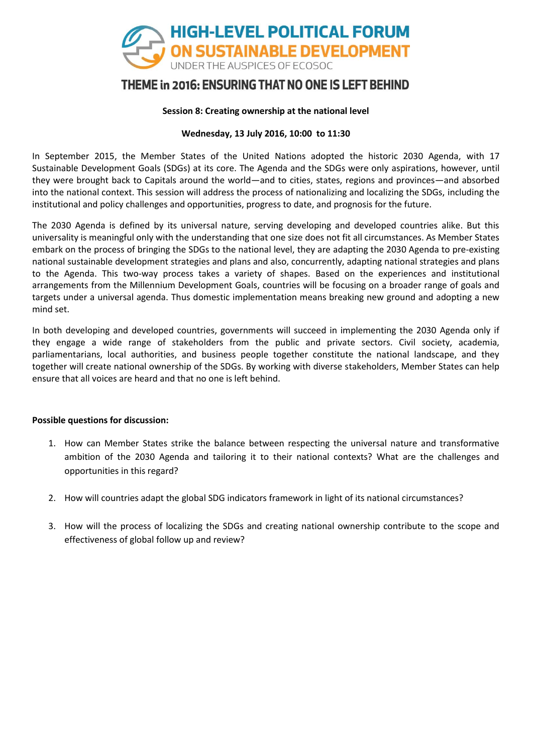# HIGH-LEVEL POLITICAL FORUM ON SUSTAINABLE DEVELOPMENT

UNDER THE AUSPICES OF ECOSOC

## THEME in 2016: ENSURING THAT NO ONE IS LEFT BEHIND

**Session 8: Creating ownership at the national level**

**Wednesday, 13 July 2016, 10:00 to 11:30**

In September 2015, the Member States of the United Nations adopted the historic 2030 Agenda, with 17 Sustainable Development Goals (SDGs) at its core. The Agenda and the SDGs were only aspirations, however, until they were brought back to Capitals around the world—and to cities, states, regions and provinces—and absorbed into the national context. This session will address the process of nationalizing and localizing the SDGs, including the institutional and policy challenges and opportunities, progress to date, and prognosis for the future.

The 2030 Agenda is defined by its universal nature, serving developing and developed countries alike. But this universality is meaningful only with the understanding that one size does not fit all circumstances. As Member States embark on the process of bringing the SDGs to the national level, they are adapting the 2030 Agenda to pre-existing national sustainable development strategies and plans and also, concurrently, adapting national strategies and plans to the Agenda. This two-way process takes a variety of shapes. Based on the experiences and institutional arrangements from the Millennium Development Goals, countries will be focusing on a broader range of goals and targets under a universal agenda. Thus domestic implementation means breaking new ground and adopting a new mind set.

In both developing and developed countries, governments will succeed in implementing the 2030 Agenda only if they engage a wide range of stakeholders from the public and private sectors. Civil society, academia, parliamentarians, local authorities, and business people together constitute the national landscape, and they together will create national ownership of the SDGs. By working with diverse stakeholders, Member States can help ensure that all voices are heard and that no one is left behind.

**Possible questions for discussion:**

1. How can Member States strike the balance between respecting the universal nature and transformative ambition of the 2030 Agenda and tailoring it to their national contexts? What are the challenges and opportunities in this regard?

2. How will countries adapt the global SDG indicators framework in light of its national circumstances?

3. How will the process of localizing the SDGs and creating national ownership contribute to the scope and effectiveness of global follow up and review?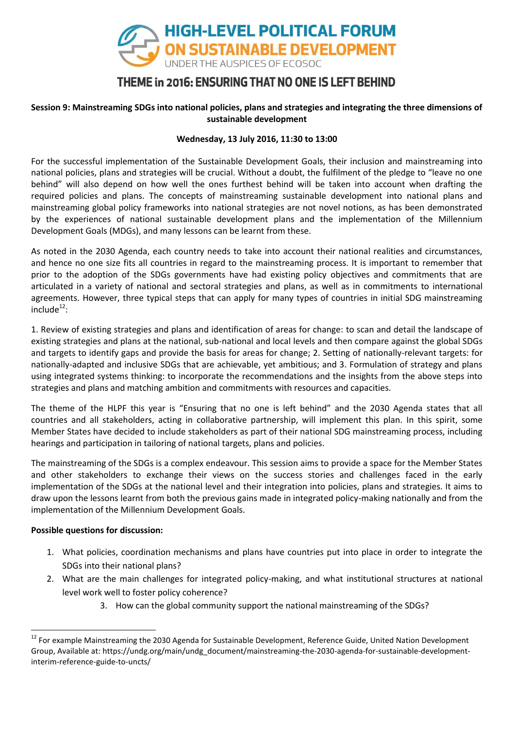# HIGH-LEVEL POLITICAL FORUM ON SUSTAINABLE DEVELOPMENT

UNDER THE AUSPICES OF ECOSOC

## THEME in 2016: ENSURING THAT NO ONE IS LEFT BEHIND

**Session 9: Mainstreaming SDGs into national policies, plans and strategies and integrating the three dimensions of sustainable development**

**Wednesday, 13 July 2016, 11:30 to 13:00**

For the successful implementation of the Sustainable Development Goals, their inclusion and mainstreaming into national policies, plans and strategies will be crucial. Without a doubt, the fulfilment of the pledge to "leave no one behind" will also depend on how well the ones furthest behind will be taken into account when drafting the required policies and plans. The concepts of mainstreaming sustainable development into national plans and mainstreaming global policy frameworks into national strategies are not novel notions, as has been demonstrated by the experiences of national sustainable development plans and the implementation of the Millennium Development Goals (MDGs), and many lessons can be learnt from these.

As noted in the 2030 Agenda, each country needs to take into account their national realities and circumstances, and hence no one size fits all countries in regard to the mainstreaming process. It is important to remember that prior to the adoption of the SDGs governments have had existing policy objectives and commitments that are articulated in a variety of national and sectoral strategies and plans, as well as in commitments to international agreements. However, three typical steps that can apply for many types of countries in initial SDG mainstreaming include[12]:

1. Review of existing strategies and plans and identification of areas for change: to scan and detail the landscape of existing strategies and plans at the national, sub-national and local levels and then compare against the global SDGs and targets to identify gaps and provide the basis for areas for change; 2. Setting of nationally-relevant targets: for nationally-adapted and inclusive SDGs that are achievable, yet ambitious; and 3. Formulation of strategy and plans using integrated systems thinking: to incorporate the recommendations and the insights from the above steps into strategies and plans and matching ambition and commitments with resources and capacities.

The theme of the HLPF this year is "Ensuring that no one is left behind" and the 2030 Agenda states that all countries and all stakeholders, acting in collaborative partnership, will implement this plan. In this spirit, some Member States have decided to include stakeholders as part of their national SDG mainstreaming process, including hearings and participation in tailoring of national targets, plans and policies.

The mainstreaming of the SDGs is a complex endeavour. This session aims to provide a space for the Member States and other stakeholders to exchange their views on the success stories and challenges faced in the early implementation of the SDGs at the national level and their integration into policies, plans and strategies. It aims to draw upon the lessons learnt from both the previous gains made in integrated policy-making nationally and from the implementation of the Millennium Development Goals.

**Possible questions for discussion:**

1. What policies, coordination mechanisms and plans have countries put into place in order to integrate the SDGs into their national plans?
2. What are the main challenges for integrated policy-making, and what institutional structures at national level work well to foster policy coherence?
3. How can the global community support the national mainstreaming of the SDGs?

---

[12] For example Mainstreaming the 2030 Agenda for Sustainable Development, Reference Guide, United Nation Development Group, Available at: https://undg.org/main/undg_document/mainstreaming-the-2030-agenda-for-sustainable-development-interim-reference-guide-to-uncts/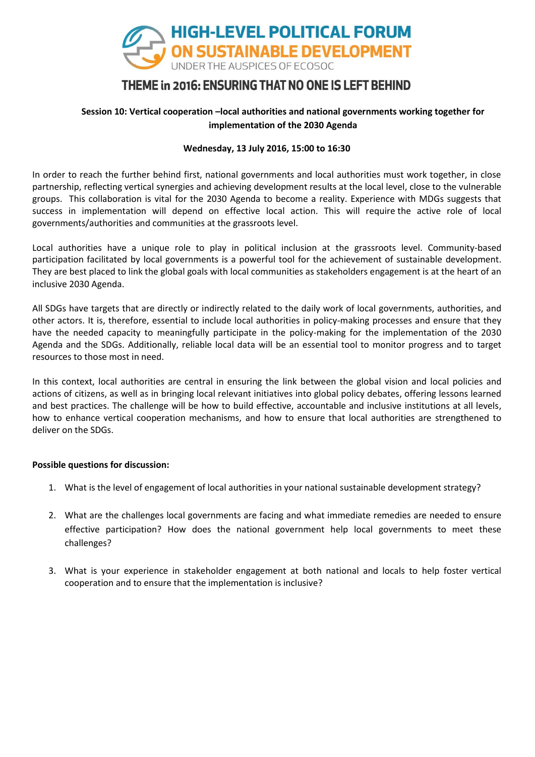# HIGH-LEVEL POLITICAL FORUM ON SUSTAINABLE DEVELOPMENT

UNDER THE AUSPICES OF ECOSOC

## THEME in 2016: ENSURING THAT NO ONE IS LEFT BEHIND

**Session 10: Vertical cooperation –local authorities and national governments working together for implementation of the 2030 Agenda**

**Wednesday, 13 July 2016, 15:00 to 16:30**

In order to reach the further behind first, national governments and local authorities must work together, in close partnership, reflecting vertical synergies and achieving development results at the local level, close to the vulnerable groups. This collaboration is vital for the 2030 Agenda to become a reality. Experience with MDGs suggests that success in implementation will depend on effective local action. This will require the active role of local governments/authorities and communities at the grassroots level.

Local authorities have a unique role to play in political inclusion at the grassroots level. Community-based participation facilitated by local governments is a powerful tool for the achievement of sustainable development. They are best placed to link the global goals with local communities as stakeholders engagement is at the heart of an inclusive 2030 Agenda.

All SDGs have targets that are directly or indirectly related to the daily work of local governments, authorities, and other actors. It is, therefore, essential to include local authorities in policy-making processes and ensure that they have the needed capacity to meaningfully participate in the policy-making for the implementation of the 2030 Agenda and the SDGs. Additionally, reliable local data will be an essential tool to monitor progress and to target resources to those most in need.

In this context, local authorities are central in ensuring the link between the global vision and local policies and actions of citizens, as well as in bringing local relevant initiatives into global policy debates, offering lessons learned and best practices. The challenge will be how to build effective, accountable and inclusive institutions at all levels, how to enhance vertical cooperation mechanisms, and how to ensure that local authorities are strengthened to deliver on the SDGs.

**Possible questions for discussion:**

1. What is the level of engagement of local authorities in your national sustainable development strategy?

2. What are the challenges local governments are facing and what immediate remedies are needed to ensure effective participation? How does the national government help local governments to meet these challenges?

3. What is your experience in stakeholder engagement at both national and locals to help foster vertical cooperation and to ensure that the implementation is inclusive?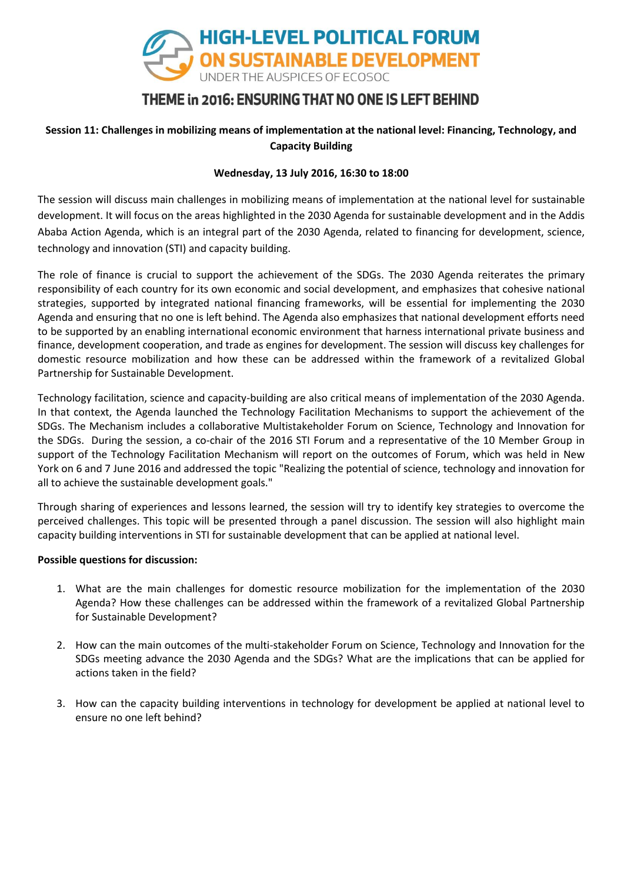# HIGH-LEVEL POLITICAL FORUM ON SUSTAINABLE DEVELOPMENT

UNDER THE AUSPICES OF ECOSOC

## THEME in 2016: ENSURING THAT NO ONE IS LEFT BEHIND

**Session 11: Challenges in mobilizing means of implementation at the national level: Financing, Technology, and Capacity Building**

**Wednesday, 13 July 2016, 16:30 to 18:00**

The session will discuss main challenges in mobilizing means of implementation at the national level for sustainable development. It will focus on the areas highlighted in the 2030 Agenda for sustainable development and in the Addis Ababa Action Agenda, which is an integral part of the 2030 Agenda, related to financing for development, science, technology and innovation (STI) and capacity building.

The role of finance is crucial to support the achievement of the SDGs. The 2030 Agenda reiterates the primary responsibility of each country for its own economic and social development, and emphasizes that cohesive national strategies, supported by integrated national financing frameworks, will be essential for implementing the 2030 Agenda and ensuring that no one is left behind. The Agenda also emphasizes that national development efforts need to be supported by an enabling international economic environment that harness international private business and finance, development cooperation, and trade as engines for development. The session will discuss key challenges for domestic resource mobilization and how these can be addressed within the framework of a revitalized Global Partnership for Sustainable Development.

Technology facilitation, science and capacity-building are also critical means of implementation of the 2030 Agenda. In that context, the Agenda launched the Technology Facilitation Mechanisms to support the achievement of the SDGs. The Mechanism includes a collaborative Multistakeholder Forum on Science, Technology and Innovation for the SDGs. During the session, a co-chair of the 2016 STI Forum and a representative of the 10 Member Group in support of the Technology Facilitation Mechanism will report on the outcomes of Forum, which was held in New York on 6 and 7 June 2016 and addressed the topic "Realizing the potential of science, technology and innovation for all to achieve the sustainable development goals."

Through sharing of experiences and lessons learned, the session will try to identify key strategies to overcome the perceived challenges. This topic will be presented through a panel discussion. The session will also highlight main capacity building interventions in STI for sustainable development that can be applied at national level.

**Possible questions for discussion:**

1. What are the main challenges for domestic resource mobilization for the implementation of the 2030 Agenda? How these challenges can be addressed within the framework of a revitalized Global Partnership for Sustainable Development?

2. How can the main outcomes of the multi-stakeholder Forum on Science, Technology and Innovation for the SDGs meeting advance the 2030 Agenda and the SDGs? What are the implications that can be applied for actions taken in the field?

3. How can the capacity building interventions in technology for development be applied at national level to ensure no one left behind?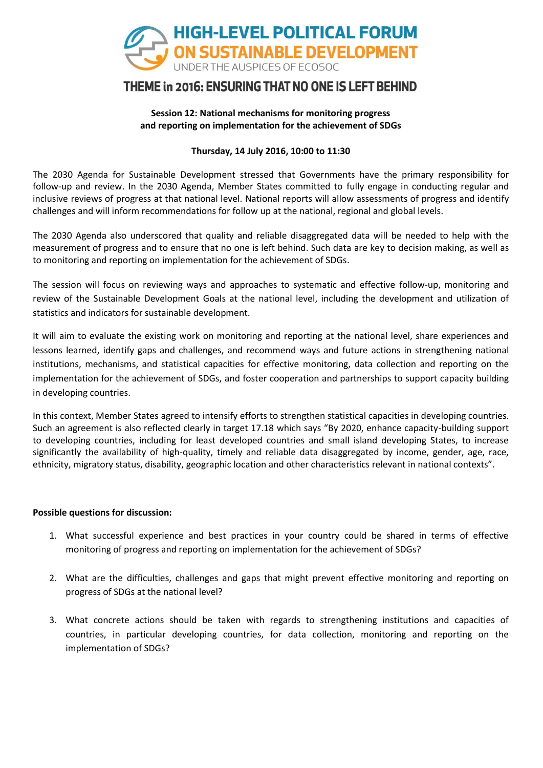# HIGH-LEVEL POLITICAL FORUM ON SUSTAINABLE DEVELOPMENT

UNDER THE AUSPICES OF ECOSOC

## THEME in 2016: ENSURING THAT NO ONE IS LEFT BEHIND

**Session 12: National mechanisms for monitoring progress and reporting on implementation for the achievement of SDGs**

**Thursday, 14 July 2016, 10:00 to 11:30**

The 2030 Agenda for Sustainable Development stressed that Governments have the primary responsibility for follow-up and review. In the 2030 Agenda, Member States committed to fully engage in conducting regular and inclusive reviews of progress at that national level. National reports will allow assessments of progress and identify challenges and will inform recommendations for follow up at the national, regional and global levels.

The 2030 Agenda also underscored that quality and reliable disaggregated data will be needed to help with the measurement of progress and to ensure that no one is left behind. Such data are key to decision making, as well as to monitoring and reporting on implementation for the achievement of SDGs.

The session will focus on reviewing ways and approaches to systematic and effective follow-up, monitoring and review of the Sustainable Development Goals at the national level, including the development and utilization of statistics and indicators for sustainable development.

It will aim to evaluate the existing work on monitoring and reporting at the national level, share experiences and lessons learned, identify gaps and challenges, and recommend ways and future actions in strengthening national institutions, mechanisms, and statistical capacities for effective monitoring, data collection and reporting on the implementation for the achievement of SDGs, and foster cooperation and partnerships to support capacity building in developing countries.

In this context, Member States agreed to intensify efforts to strengthen statistical capacities in developing countries. Such an agreement is also reflected clearly in target 17.18 which says "By 2020, enhance capacity-building support to developing countries, including for least developed countries and small island developing States, to increase significantly the availability of high-quality, timely and reliable data disaggregated by income, gender, age, race, ethnicity, migratory status, disability, geographic location and other characteristics relevant in national contexts".

**Possible questions for discussion:**

1. What successful experience and best practices in your country could be shared in terms of effective monitoring of progress and reporting on implementation for the achievement of SDGs?

2. What are the difficulties, challenges and gaps that might prevent effective monitoring and reporting on progress of SDGs at the national level?

3. What concrete actions should be taken with regards to strengthening institutions and capacities of countries, in particular developing countries, for data collection, monitoring and reporting on the implementation of SDGs?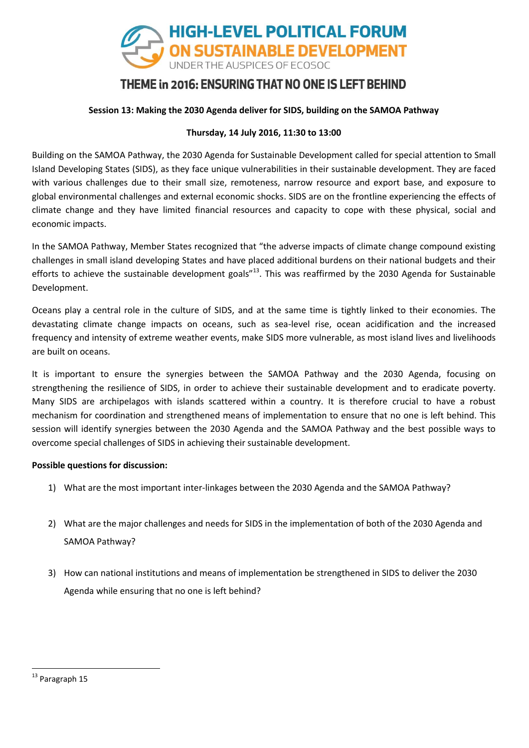# HIGH-LEVEL POLITICAL FORUM ON SUSTAINABLE DEVELOPMENT

UNDER THE AUSPICES OF ECOSOC

## THEME in 2016: ENSURING THAT NO ONE IS LEFT BEHIND

**Session 13: Making the 2030 Agenda deliver for SIDS, building on the SAMOA Pathway**

**Thursday, 14 July 2016, 11:30 to 13:00**

Building on the SAMOA Pathway, the 2030 Agenda for Sustainable Development called for special attention to Small Island Developing States (SIDS), as they face unique vulnerabilities in their sustainable development. They are faced with various challenges due to their small size, remoteness, narrow resource and export base, and exposure to global environmental challenges and external economic shocks. SIDS are on the frontline experiencing the effects of climate change and they have limited financial resources and capacity to cope with these physical, social and economic impacts.

In the SAMOA Pathway, Member States recognized that "the adverse impacts of climate change compound existing challenges in small island developing States and have placed additional burdens on their national budgets and their efforts to achieve the sustainable development goals"[13]. This was reaffirmed by the 2030 Agenda for Sustainable Development.

Oceans play a central role in the culture of SIDS, and at the same time is tightly linked to their economies. The devastating climate change impacts on oceans, such as sea-level rise, ocean acidification and the increased frequency and intensity of extreme weather events, make SIDS more vulnerable, as most island lives and livelihoods are built on oceans.

It is important to ensure the synergies between the SAMOA Pathway and the 2030 Agenda, focusing on strengthening the resilience of SIDS, in order to achieve their sustainable development and to eradicate poverty. Many SIDS are archipelagos with islands scattered within a country. It is therefore crucial to have a robust mechanism for coordination and strengthened means of implementation to ensure that no one is left behind. This session will identify synergies between the 2030 Agenda and the SAMOA Pathway and the best possible ways to overcome special challenges of SIDS in achieving their sustainable development.

**Possible questions for discussion:**

1) What are the most important inter-linkages between the 2030 Agenda and the SAMOA Pathway?

2) What are the major challenges and needs for SIDS in the implementation of both of the 2030 Agenda and SAMOA Pathway?

3) How can national institutions and means of implementation be strengthened in SIDS to deliver the 2030 Agenda while ensuring that no one is left behind?

[13] Paragraph 15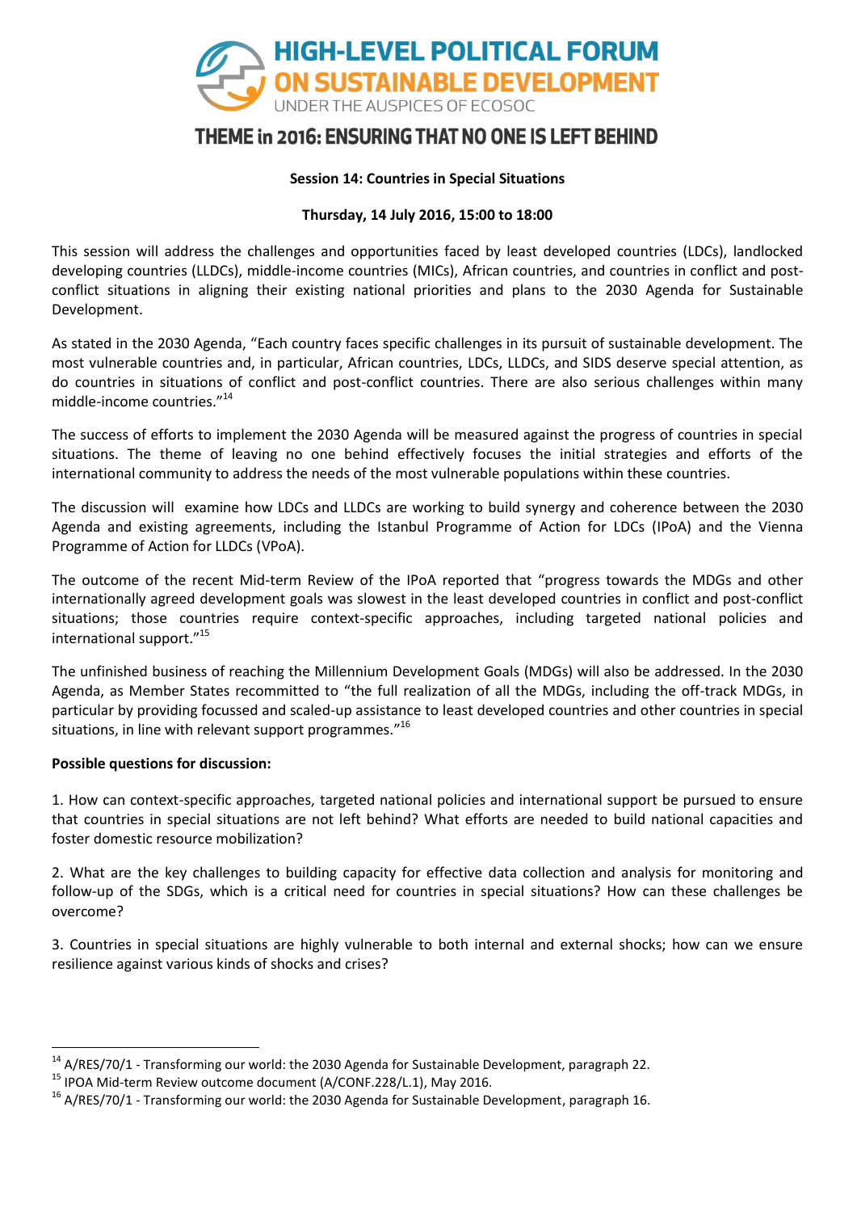# HIGH-LEVEL POLITICAL FORUM ON SUSTAINABLE DEVELOPMENT

UNDER THE AUSPICES OF ECOSOC

## THEME in 2016: ENSURING THAT NO ONE IS LEFT BEHIND

**Session 14: Countries in Special Situations**

**Thursday, 14 July 2016, 15:00 to 18:00**

This session will address the challenges and opportunities faced by least developed countries (LDCs), landlocked developing countries (LLDCs), middle-income countries (MICs), African countries, and countries in conflict and post-conflict situations in aligning their existing national priorities and plans to the 2030 Agenda for Sustainable Development.

As stated in the 2030 Agenda, "Each country faces specific challenges in its pursuit of sustainable development. The most vulnerable countries and, in particular, African countries, LDCs, LLDCs, and SIDS deserve special attention, as do countries in situations of conflict and post-conflict countries. There are also serious challenges within many middle-income countries."[14]

The success of efforts to implement the 2030 Agenda will be measured against the progress of countries in special situations. The theme of leaving no one behind effectively focuses the initial strategies and efforts of the international community to address the needs of the most vulnerable populations within these countries.

The discussion will examine how LDCs and LLDCs are working to build synergy and coherence between the 2030 Agenda and existing agreements, including the Istanbul Programme of Action for LDCs (IPoA) and the Vienna Programme of Action for LLDCs (VPoA).

The outcome of the recent Mid-term Review of the IPoA reported that "progress towards the MDGs and other internationally agreed development goals was slowest in the least developed countries in conflict and post-conflict situations; those countries require context-specific approaches, including targeted national policies and international support."[15]

The unfinished business of reaching the Millennium Development Goals (MDGs) will also be addressed. In the 2030 Agenda, as Member States recommitted to "the full realization of all the MDGs, including the off-track MDGs, in particular by providing focussed and scaled-up assistance to least developed countries and other countries in special situations, in line with relevant support programmes."[16]

**Possible questions for discussion:**

1. How can context-specific approaches, targeted national policies and international support be pursued to ensure that countries in special situations are not left behind? What efforts are needed to build national capacities and foster domestic resource mobilization?

2. What are the key challenges to building capacity for effective data collection and analysis for monitoring and follow-up of the SDGs, which is a critical need for countries in special situations? How can these challenges be overcome?

3. Countries in special situations are highly vulnerable to both internal and external shocks; how can we ensure resilience against various kinds of shocks and crises?

---

[14] A/RES/70/1 - Transforming our world: the 2030 Agenda for Sustainable Development, paragraph 22.

[15] IPOA Mid-term Review outcome document (A/CONF.228/L.1), May 2016.

[16] A/RES/70/1 - Transforming our world: the 2030 Agenda for Sustainable Development, paragraph 16.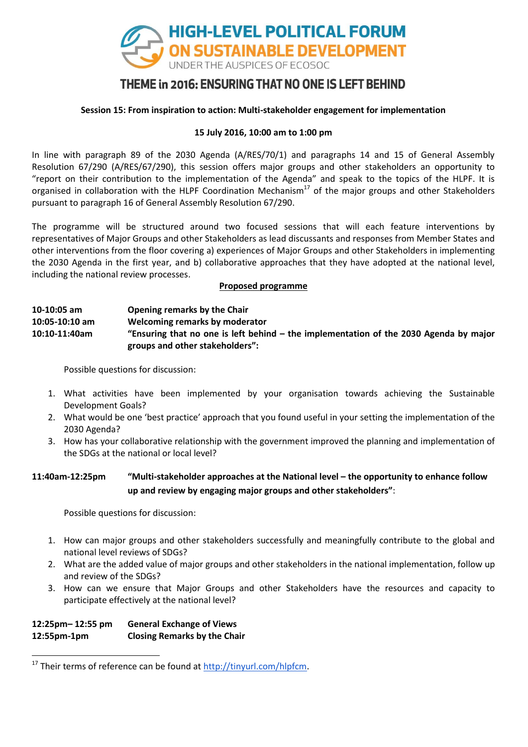# HIGH-LEVEL POLITICAL FORUM ON SUSTAINABLE DEVELOPMENT

UNDER THE AUSPICES OF ECOSOC

## THEME in 2016: ENSURING THAT NO ONE IS LEFT BEHIND

**Session 15: From inspiration to action: Multi-stakeholder engagement for implementation**

**15 July 2016, 10:00 am to 1:00 pm**

In line with paragraph 89 of the 2030 Agenda (A/RES/70/1) and paragraphs 14 and 15 of General Assembly Resolution 67/290 (A/RES/67/290), this session offers major groups and other stakeholders an opportunity to "report on their contribution to the implementation of the Agenda" and speak to the topics of the HLPF. It is organised in collaboration with the HLPF Coordination Mechanism[17] of the major groups and other Stakeholders pursuant to paragraph 16 of General Assembly Resolution 67/290.

The programme will be structured around two focused sessions that will each feature interventions by representatives of Major Groups and other Stakeholders as lead discussants and responses from Member States and other interventions from the floor covering a) experiences of Major Groups and other Stakeholders in implementing the 2030 Agenda in the first year, and b) collaborative approaches that they have adopted at the national level, including the national review processes.

**Proposed programme**

**10-10:05 am** **Opening remarks by the Chair**

**10:05-10:10 am** **Welcoming remarks by moderator**

**10:10-11:40am** **"Ensuring that no one is left behind – the implementation of the 2030 Agenda by major groups and other stakeholders":**

Possible questions for discussion:

1. What activities have been implemented by your organisation towards achieving the Sustainable Development Goals?
2. What would be one 'best practice' approach that you found useful in your setting the implementation of the 2030 Agenda?
3. How has your collaborative relationship with the government improved the planning and implementation of the SDGs at the national or local level?

**11:40am-12:25pm** **"Multi-stakeholder approaches at the National level – the opportunity to enhance follow up and review by engaging major groups and other stakeholders"**:

Possible questions for discussion:

1. How can major groups and other stakeholders successfully and meaningfully contribute to the global and national level reviews of SDGs?
2. What are the added value of major groups and other stakeholders in the national implementation, follow up and review of the SDGs?
3. How can we ensure that Major Groups and other Stakeholders have the resources and capacity to participate effectively at the national level?

**12:25pm– 12:55 pm** **General Exchange of Views**

**12:55pm-1pm** **Closing Remarks by the Chair**

---

[17] Their terms of reference can be found at http://tinyurl.com/hlpfcm.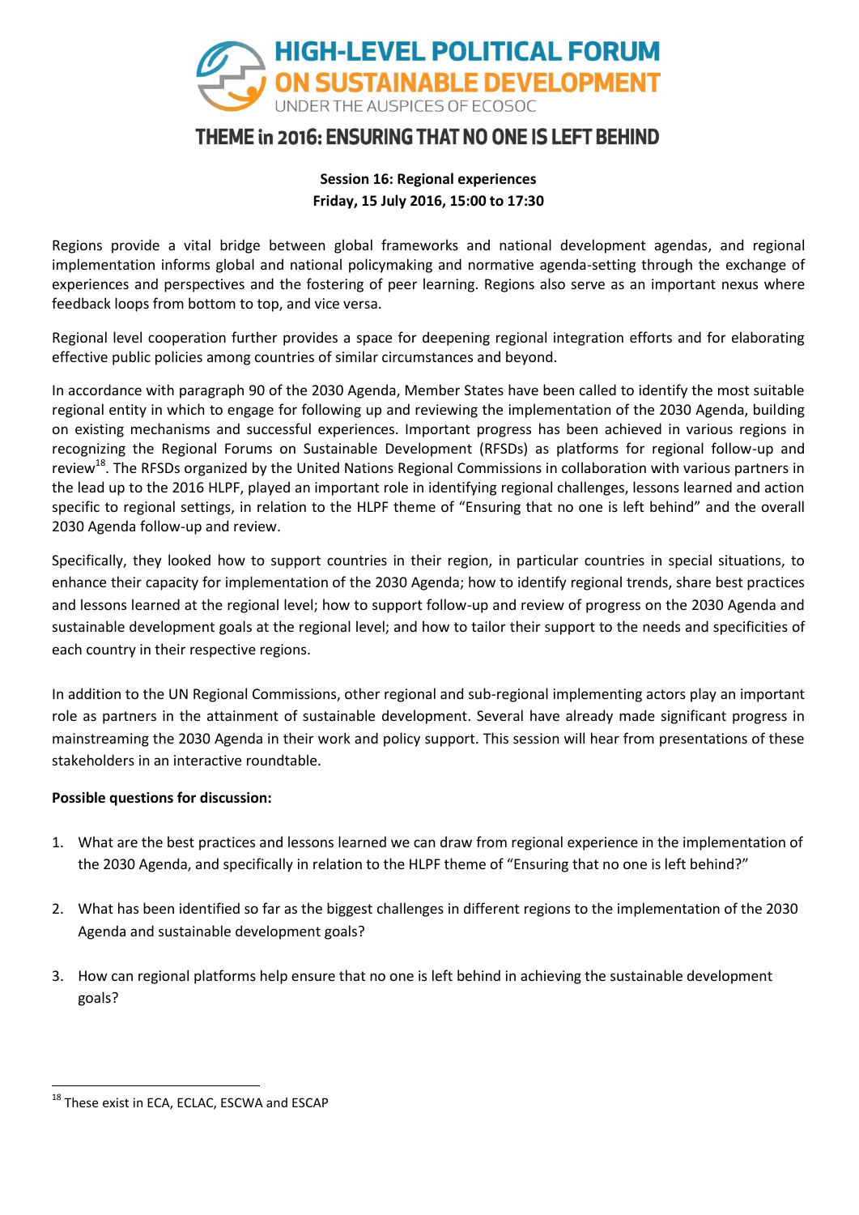# HIGH-LEVEL POLITICAL FORUM ON SUSTAINABLE DEVELOPMENT

UNDER THE AUSPICES OF ECOSOC

## THEME in 2016: ENSURING THAT NO ONE IS LEFT BEHIND

**Session 16: Regional experiences**
**Friday, 15 July 2016, 15:00 to 17:30**

Regions provide a vital bridge between global frameworks and national development agendas, and regional implementation informs global and national policymaking and normative agenda-setting through the exchange of experiences and perspectives and the fostering of peer learning. Regions also serve as an important nexus where feedback loops from bottom to top, and vice versa.

Regional level cooperation further provides a space for deepening regional integration efforts and for elaborating effective public policies among countries of similar circumstances and beyond.

In accordance with paragraph 90 of the 2030 Agenda, Member States have been called to identify the most suitable regional entity in which to engage for following up and reviewing the implementation of the 2030 Agenda, building on existing mechanisms and successful experiences. Important progress has been achieved in various regions in recognizing the Regional Forums on Sustainable Development (RFSDs) as platforms for regional follow-up and review[18]. The RFSDs organized by the United Nations Regional Commissions in collaboration with various partners in the lead up to the 2016 HLPF, played an important role in identifying regional challenges, lessons learned and action specific to regional settings, in relation to the HLPF theme of "Ensuring that no one is left behind" and the overall 2030 Agenda follow-up and review.

Specifically, they looked how to support countries in their region, in particular countries in special situations, to enhance their capacity for implementation of the 2030 Agenda; how to identify regional trends, share best practices and lessons learned at the regional level; how to support follow-up and review of progress on the 2030 Agenda and sustainable development goals at the regional level; and how to tailor their support to the needs and specificities of each country in their respective regions.

In addition to the UN Regional Commissions, other regional and sub-regional implementing actors play an important role as partners in the attainment of sustainable development. Several have already made significant progress in mainstreaming the 2030 Agenda in their work and policy support. This session will hear from presentations of these stakeholders in an interactive roundtable.

**Possible questions for discussion:**

1. What are the best practices and lessons learned we can draw from regional experience in the implementation of the 2030 Agenda, and specifically in relation to the HLPF theme of "Ensuring that no one is left behind?"
2. What has been identified so far as the biggest challenges in different regions to the implementation of the 2030 Agenda and sustainable development goals?
3. How can regional platforms help ensure that no one is left behind in achieving the sustainable development goals?

[18] These exist in ECA, ECLAC, ESCWA and ESCAP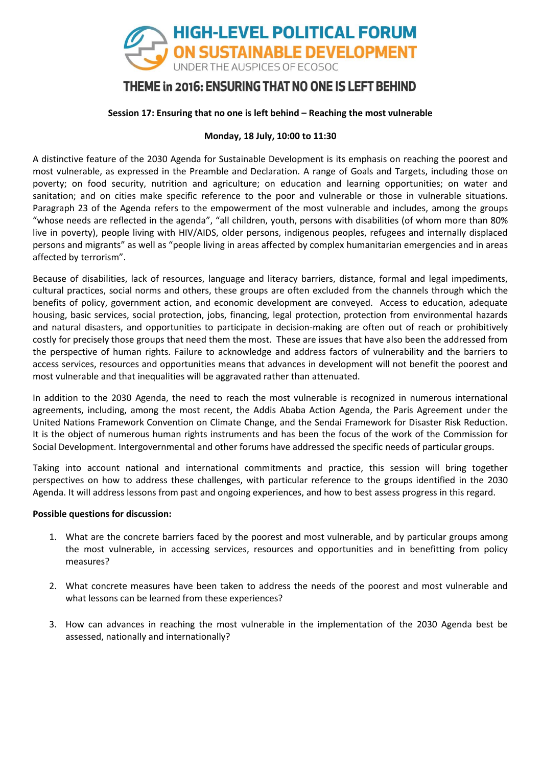# HIGH-LEVEL POLITICAL FORUM ON SUSTAINABLE DEVELOPMENT

UNDER THE AUSPICES OF ECOSOC

## THEME in 2016: ENSURING THAT NO ONE IS LEFT BEHIND

**Session 17: Ensuring that no one is left behind – Reaching the most vulnerable**

**Monday, 18 July, 10:00 to 11:30**

A distinctive feature of the 2030 Agenda for Sustainable Development is its emphasis on reaching the poorest and most vulnerable, as expressed in the Preamble and Declaration. A range of Goals and Targets, including those on poverty; on food security, nutrition and agriculture; on education and learning opportunities; on water and sanitation; and on cities make specific reference to the poor and vulnerable or those in vulnerable situations. Paragraph 23 of the Agenda refers to the empowerment of the most vulnerable and includes, among the groups "whose needs are reflected in the agenda", "all children, youth, persons with disabilities (of whom more than 80% live in poverty), people living with HIV/AIDS, older persons, indigenous peoples, refugees and internally displaced persons and migrants" as well as "people living in areas affected by complex humanitarian emergencies and in areas affected by terrorism".

Because of disabilities, lack of resources, language and literacy barriers, distance, formal and legal impediments, cultural practices, social norms and others, these groups are often excluded from the channels through which the benefits of policy, government action, and economic development are conveyed. Access to education, adequate housing, basic services, social protection, jobs, financing, legal protection, protection from environmental hazards and natural disasters, and opportunities to participate in decision-making are often out of reach or prohibitively costly for precisely those groups that need them the most. These are issues that have also been the addressed from the perspective of human rights. Failure to acknowledge and address factors of vulnerability and the barriers to access services, resources and opportunities means that advances in development will not benefit the poorest and most vulnerable and that inequalities will be aggravated rather than attenuated.

In addition to the 2030 Agenda, the need to reach the most vulnerable is recognized in numerous international agreements, including, among the most recent, the Addis Ababa Action Agenda, the Paris Agreement under the United Nations Framework Convention on Climate Change, and the Sendai Framework for Disaster Risk Reduction. It is the object of numerous human rights instruments and has been the focus of the work of the Commission for Social Development. Intergovernmental and other forums have addressed the specific needs of particular groups.

Taking into account national and international commitments and practice, this session will bring together perspectives on how to address these challenges, with particular reference to the groups identified in the 2030 Agenda. It will address lessons from past and ongoing experiences, and how to best assess progress in this regard.

**Possible questions for discussion:**

1. What are the concrete barriers faced by the poorest and most vulnerable, and by particular groups among the most vulnerable, in accessing services, resources and opportunities and in benefitting from policy measures?

2. What concrete measures have been taken to address the needs of the poorest and most vulnerable and what lessons can be learned from these experiences?

3. How can advances in reaching the most vulnerable in the implementation of the 2030 Agenda best be assessed, nationally and internationally?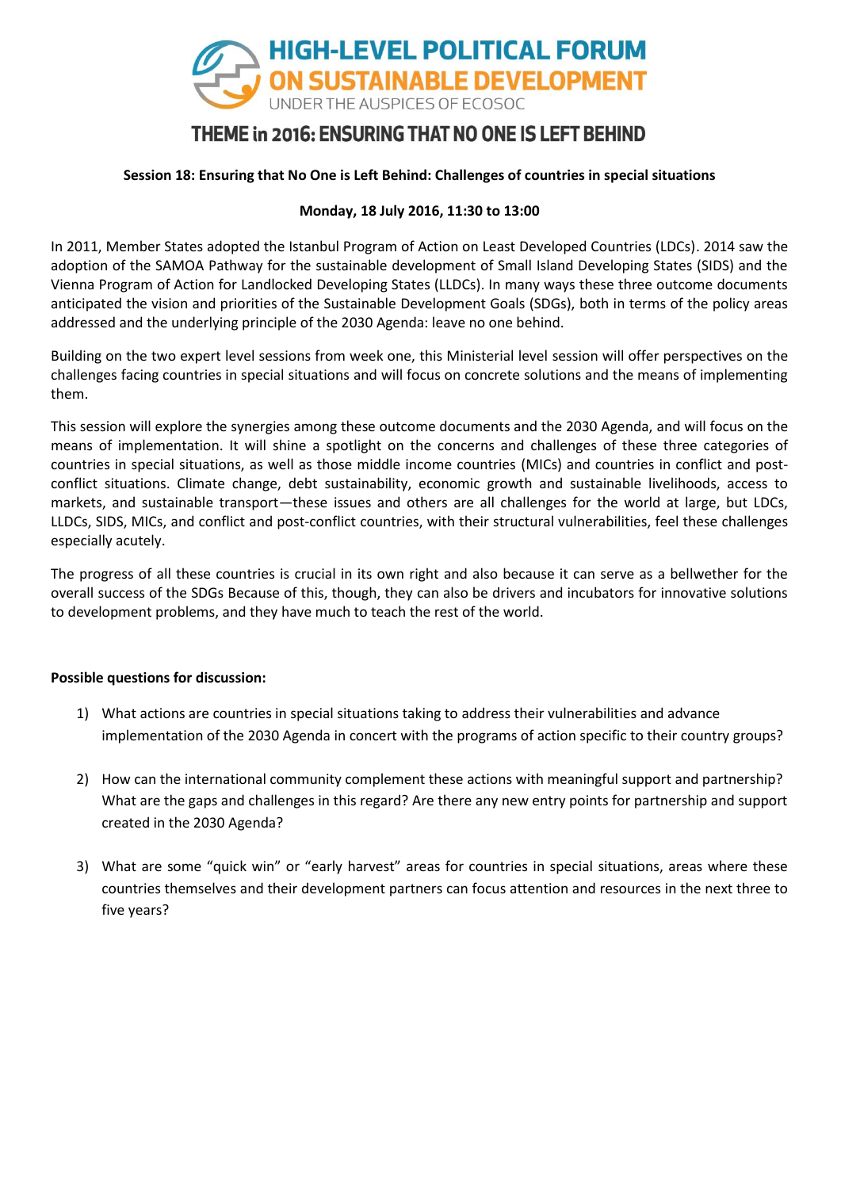# HIGH-LEVEL POLITICAL FORUM ON SUSTAINABLE DEVELOPMENT

UNDER THE AUSPICES OF ECOSOC

## THEME in 2016: ENSURING THAT NO ONE IS LEFT BEHIND

**Session 18: Ensuring that No One is Left Behind: Challenges of countries in special situations**

**Monday, 18 July 2016, 11:30 to 13:00**

In 2011, Member States adopted the Istanbul Program of Action on Least Developed Countries (LDCs). 2014 saw the adoption of the SAMOA Pathway for the sustainable development of Small Island Developing States (SIDS) and the Vienna Program of Action for Landlocked Developing States (LLDCs). In many ways these three outcome documents anticipated the vision and priorities of the Sustainable Development Goals (SDGs), both in terms of the policy areas addressed and the underlying principle of the 2030 Agenda: leave no one behind.

Building on the two expert level sessions from week one, this Ministerial level session will offer perspectives on the challenges facing countries in special situations and will focus on concrete solutions and the means of implementing them.

This session will explore the synergies among these outcome documents and the 2030 Agenda, and will focus on the means of implementation. It will shine a spotlight on the concerns and challenges of these three categories of countries in special situations, as well as those middle income countries (MICs) and countries in conflict and post-conflict situations. Climate change, debt sustainability, economic growth and sustainable livelihoods, access to markets, and sustainable transport—these issues and others are all challenges for the world at large, but LDCs, LLDCs, SIDS, MICs, and conflict and post-conflict countries, with their structural vulnerabilities, feel these challenges especially acutely.

The progress of all these countries is crucial in its own right and also because it can serve as a bellwether for the overall success of the SDGs Because of this, though, they can also be drivers and incubators for innovative solutions to development problems, and they have much to teach the rest of the world.

**Possible questions for discussion:**

1) What actions are countries in special situations taking to address their vulnerabilities and advance implementation of the 2030 Agenda in concert with the programs of action specific to their country groups?

2) How can the international community complement these actions with meaningful support and partnership? What are the gaps and challenges in this regard? Are there any new entry points for partnership and support created in the 2030 Agenda?

3) What are some "quick win" or "early harvest" areas for countries in special situations, areas where these countries themselves and their development partners can focus attention and resources in the next three to five years?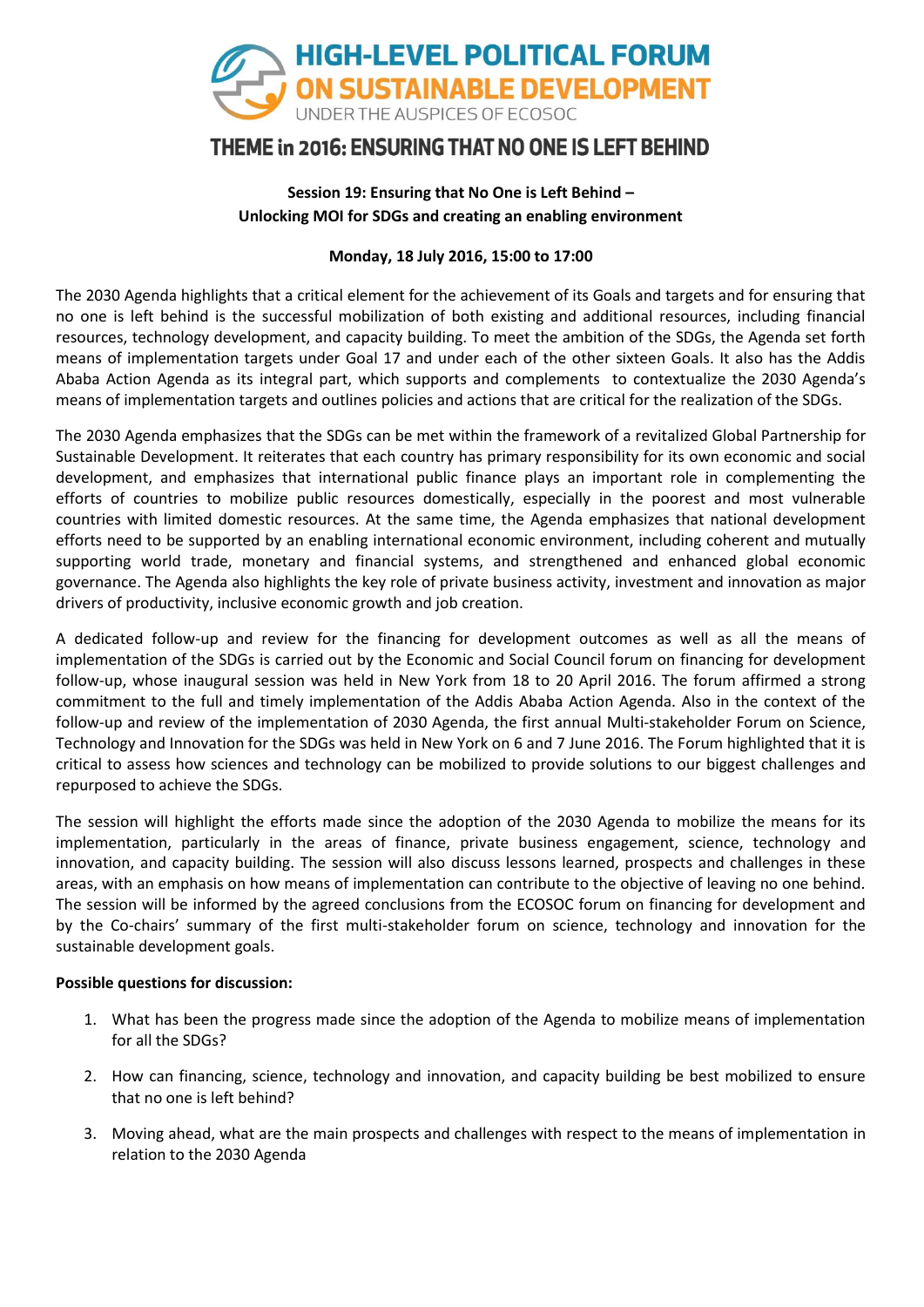# HIGH-LEVEL POLITICAL FORUM ON SUSTAINABLE DEVELOPMENT

UNDER THE AUSPICES OF ECOSOC

## THEME in 2016: ENSURING THAT NO ONE IS LEFT BEHIND

**Session 19: Ensuring that No One is Left Behind – Unlocking MOI for SDGs and creating an enabling environment**

**Monday, 18 July 2016, 15:00 to 17:00**

The 2030 Agenda highlights that a critical element for the achievement of its Goals and targets and for ensuring that no one is left behind is the successful mobilization of both existing and additional resources, including financial resources, technology development, and capacity building. To meet the ambition of the SDGs, the Agenda set forth means of implementation targets under Goal 17 and under each of the other sixteen Goals. It also has the Addis Ababa Action Agenda as its integral part, which supports and complements to contextualize the 2030 Agenda's means of implementation targets and outlines policies and actions that are critical for the realization of the SDGs.

The 2030 Agenda emphasizes that the SDGs can be met within the framework of a revitalized Global Partnership for Sustainable Development. It reiterates that each country has primary responsibility for its own economic and social development, and emphasizes that international public finance plays an important role in complementing the efforts of countries to mobilize public resources domestically, especially in the poorest and most vulnerable countries with limited domestic resources. At the same time, the Agenda emphasizes that national development efforts need to be supported by an enabling international economic environment, including coherent and mutually supporting world trade, monetary and financial systems, and strengthened and enhanced global economic governance. The Agenda also highlights the key role of private business activity, investment and innovation as major drivers of productivity, inclusive economic growth and job creation.

A dedicated follow-up and review for the financing for development outcomes as well as all the means of implementation of the SDGs is carried out by the Economic and Social Council forum on financing for development follow-up, whose inaugural session was held in New York from 18 to 20 April 2016. The forum affirmed a strong commitment to the full and timely implementation of the Addis Ababa Action Agenda. Also in the context of the follow-up and review of the implementation of 2030 Agenda, the first annual Multi-stakeholder Forum on Science, Technology and Innovation for the SDGs was held in New York on 6 and 7 June 2016. The Forum highlighted that it is critical to assess how sciences and technology can be mobilized to provide solutions to our biggest challenges and repurposed to achieve the SDGs.

The session will highlight the efforts made since the adoption of the 2030 Agenda to mobilize the means for its implementation, particularly in the areas of finance, private business engagement, science, technology and innovation, and capacity building. The session will also discuss lessons learned, prospects and challenges in these areas, with an emphasis on how means of implementation can contribute to the objective of leaving no one behind. The session will be informed by the agreed conclusions from the ECOSOC forum on financing for development and by the Co-chairs' summary of the first multi-stakeholder forum on science, technology and innovation for the sustainable development goals.

**Possible questions for discussion:**

1. What has been the progress made since the adoption of the Agenda to mobilize means of implementation for all the SDGs?
2. How can financing, science, technology and innovation, and capacity building be best mobilized to ensure that no one is left behind?
3. Moving ahead, what are the main prospects and challenges with respect to the means of implementation in relation to the 2030 Agenda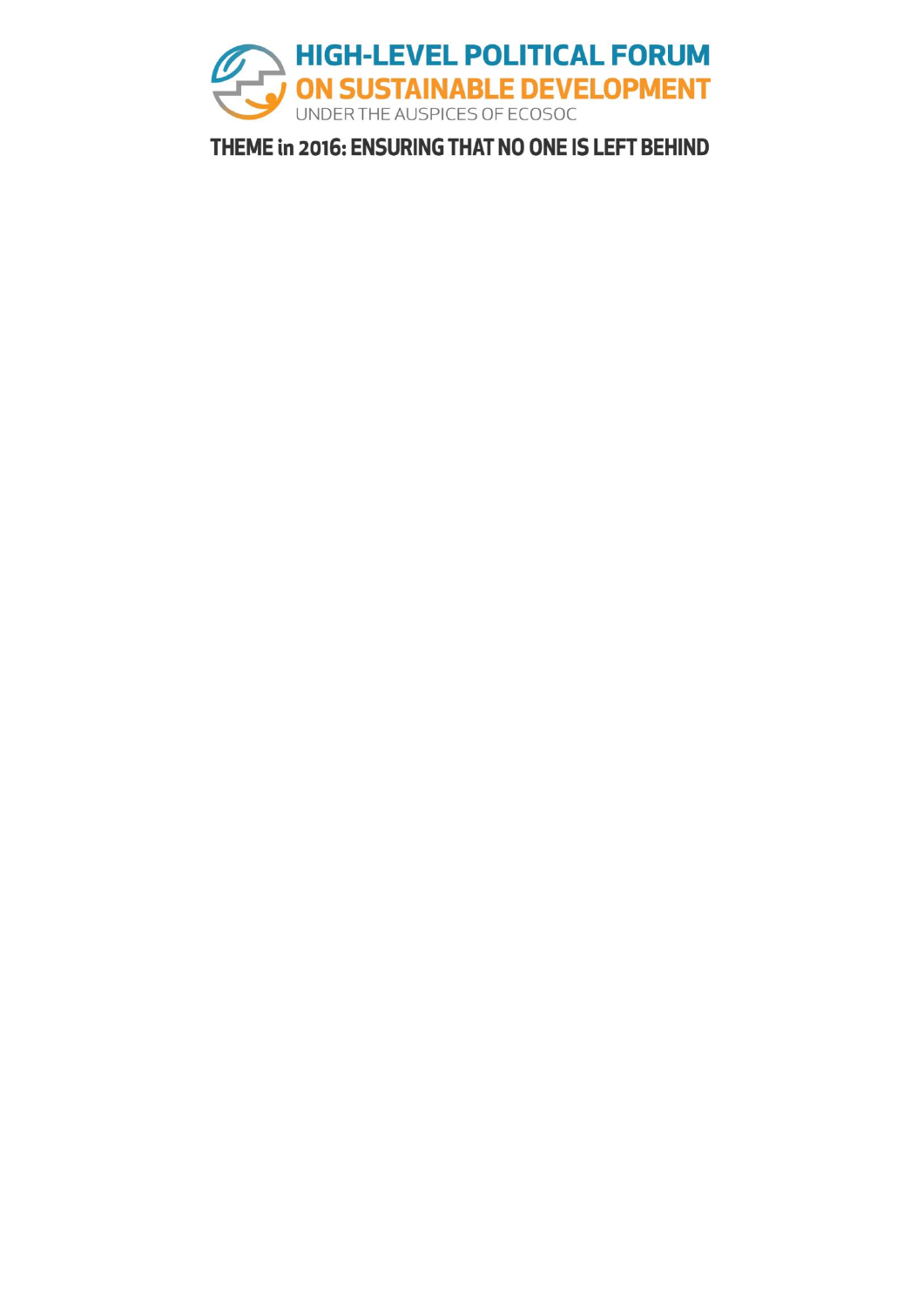# HIGH-LEVEL POLITICAL FORUM ON SUSTAINABLE DEVELOPMENT

UNDER THE AUSPICES OF ECOSOC

## THEME in 2016: ENSURING THAT NO ONE IS LEFT BEHIND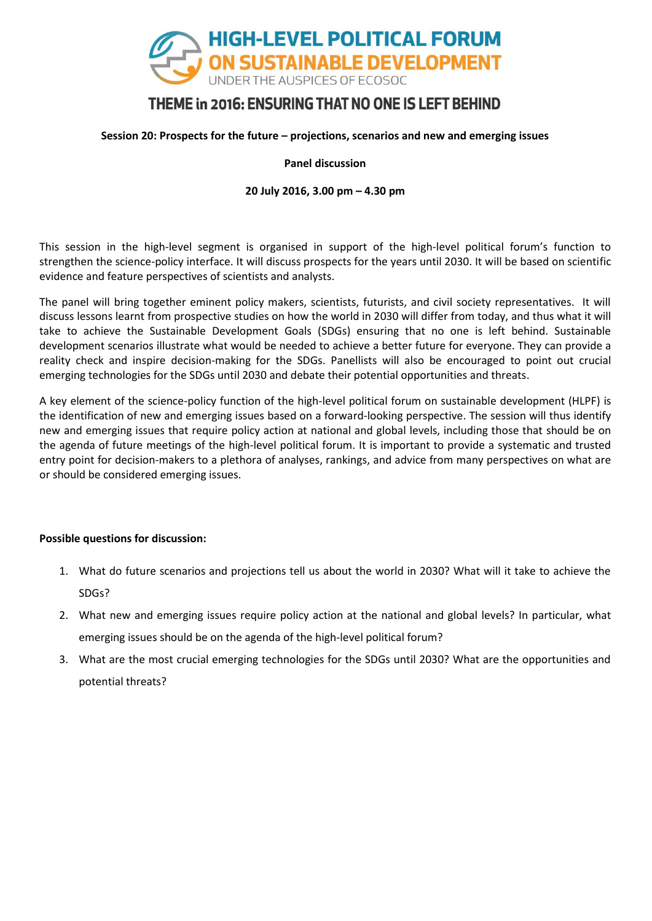# HIGH-LEVEL POLITICAL FORUM ON SUSTAINABLE DEVELOPMENT

UNDER THE AUSPICES OF ECOSOC

## THEME in 2016: ENSURING THAT NO ONE IS LEFT BEHIND

**Session 20: Prospects for the future – projections, scenarios and new and emerging issues**

**Panel discussion**

**20 July 2016, 3.00 pm – 4.30 pm**

This session in the high-level segment is organised in support of the high-level political forum's function to strengthen the science-policy interface. It will discuss prospects for the years until 2030. It will be based on scientific evidence and feature perspectives of scientists and analysts.

The panel will bring together eminent policy makers, scientists, futurists, and civil society representatives. It will discuss lessons learnt from prospective studies on how the world in 2030 will differ from today, and thus what it will take to achieve the Sustainable Development Goals (SDGs) ensuring that no one is left behind. Sustainable development scenarios illustrate what would be needed to achieve a better future for everyone. They can provide a reality check and inspire decision-making for the SDGs. Panellists will also be encouraged to point out crucial emerging technologies for the SDGs until 2030 and debate their potential opportunities and threats.

A key element of the science-policy function of the high-level political forum on sustainable development (HLPF) is the identification of new and emerging issues based on a forward-looking perspective. The session will thus identify new and emerging issues that require policy action at national and global levels, including those that should be on the agenda of future meetings of the high-level political forum. It is important to provide a systematic and trusted entry point for decision-makers to a plethora of analyses, rankings, and advice from many perspectives on what are or should be considered emerging issues.

**Possible questions for discussion:**

1. What do future scenarios and projections tell us about the world in 2030? What will it take to achieve the SDGs?
2. What new and emerging issues require policy action at the national and global levels? In particular, what emerging issues should be on the agenda of the high-level political forum?
3. What are the most crucial emerging technologies for the SDGs until 2030? What are the opportunities and potential threats?